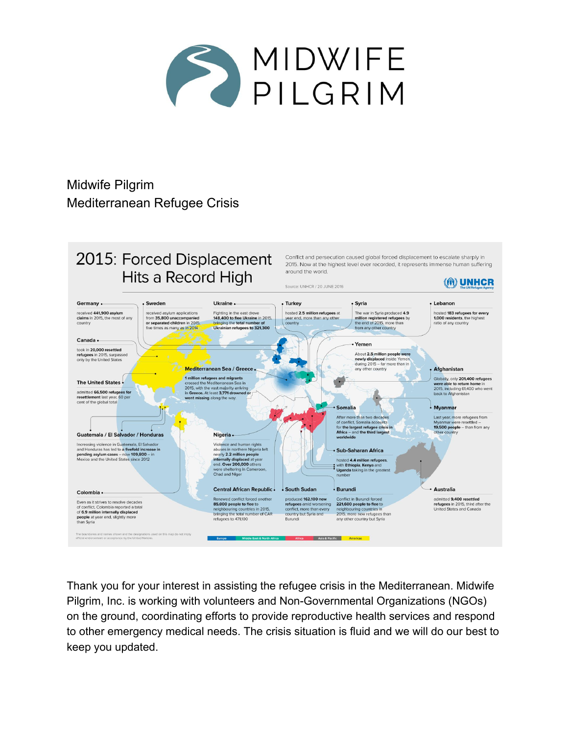MIDWIFE PILGRIM

Midwife Pilgrim
Mediterranean Refugee Crisis

# 2015: Forced Displacement Hits a Record High

Conflict and persecution caused global forced displacement to escalate sharply in 2015. Now at the highest level ever recorded, it represents immense human suffering around the world.

Source: UNHCR / 20 JUNE 2016

UNHCR The UN Refugee Agency

**Germany**
received **441,900 asylum claims** in 2015, the most of any country

**Sweden**
received asylum applications from **35,800 unaccompanied or separated children** in 2015, five times as many as in 2014

**Ukraine**
Fighting in the east drove **148,400 to flee Ukraine** in 2015, bringing the **total number of Ukrainian refugees to 321,300**

**Turkey**
hosted **2.5 million refugees** at year end, more than any other country

**Syria**
The war in Syria produced **4.9 million registered refugees** by the end of 2015, more than from any other country

**Lebanon**
hosted **183 refugees for every 1,000 residents**, the highest ratio of any country

**Canada**
took in **20,000 resettled refugees** in 2015, surpassed only by the United States

**Yemen**
About **2.5 million people were newly displaced** inside Yemen during 2015 – far more than in any other country

**Mediterranean Sea / Greece**
**1 million refugees and migrants** crossed the Mediterranean Sea in 2015, with the vast majority arriving **in Greece. At least 3,771 drowned or went missing** along the way.

**Afghanistan**
Globally, only **201,400 refugees were able to return home** in 2015, including 61,400 who went back to Afghanistan

**The United States**
admitted **66,500 refugees for resettlement** last year, 60 per cent of the global total

**Somalia**
After more than two decades of conflict, Somalia accounts **for the largest refugee crisis in Africa – and the third largest worldwide**

**Myanmar**
Last year, more refugees from Myanmar were resettled – **19,500 people** – than from any other country

**Guatemala / El Salvador / Honduras**
Increasing violence in Guatemala, El Salvador and Honduras has led to a **fivefold increase in pending asylum cases – now 109,800** – in Mexico and the United States since 2012

**Nigeria**
Violence and human rights abuses in northern Nigeria left nearly **2.2 million people internally displaced** at year end. **Over 200,000** others were sheltering in Cameroon, Chad and Niger

**Sub-Saharan Africa**
hosted **4.4 million refugees**, with **Ethiopia, Kenya** and **Uganda** taking in the greatest number

**Colombia**
Even as it strives to resolve decades of conflict, Colombia reported a total of **6.9 million internally displaced people** at year end, slightly more than Syria

**Central African Republic**
Renewed conflict forced another **85,000 people to flee** to neighbouring countries in 2015, bringing the total number of CAR refugees to 471,100

**South Sudan**
produced **162,100 new refugees** amid worsening conflict, more than every country but Syria and Burundi

**Burundi**
Conflict in Burundi forced **221,600 people to flee** to neighbouring countries in 2015, more new refugees than any other country but Syria

**Australia**
admitted **9,400 resettled refugees** in 2015, third after the United States and Canada

The boundaries and names shown and the designations used on this map do not imply official endorsement or acceptance by the United Nations.

Europe | Middle East & North Africa | Africa | Asia & Pacific | Americas

Thank you for your interest in assisting the refugee crisis in the Mediterranean. Midwife Pilgrim, Inc. is working with volunteers and Non-Governmental Organizations (NGOs) on the ground, coordinating efforts to provide reproductive health services and respond to other emergency medical needs. The crisis situation is fluid and we will do our best to keep you updated.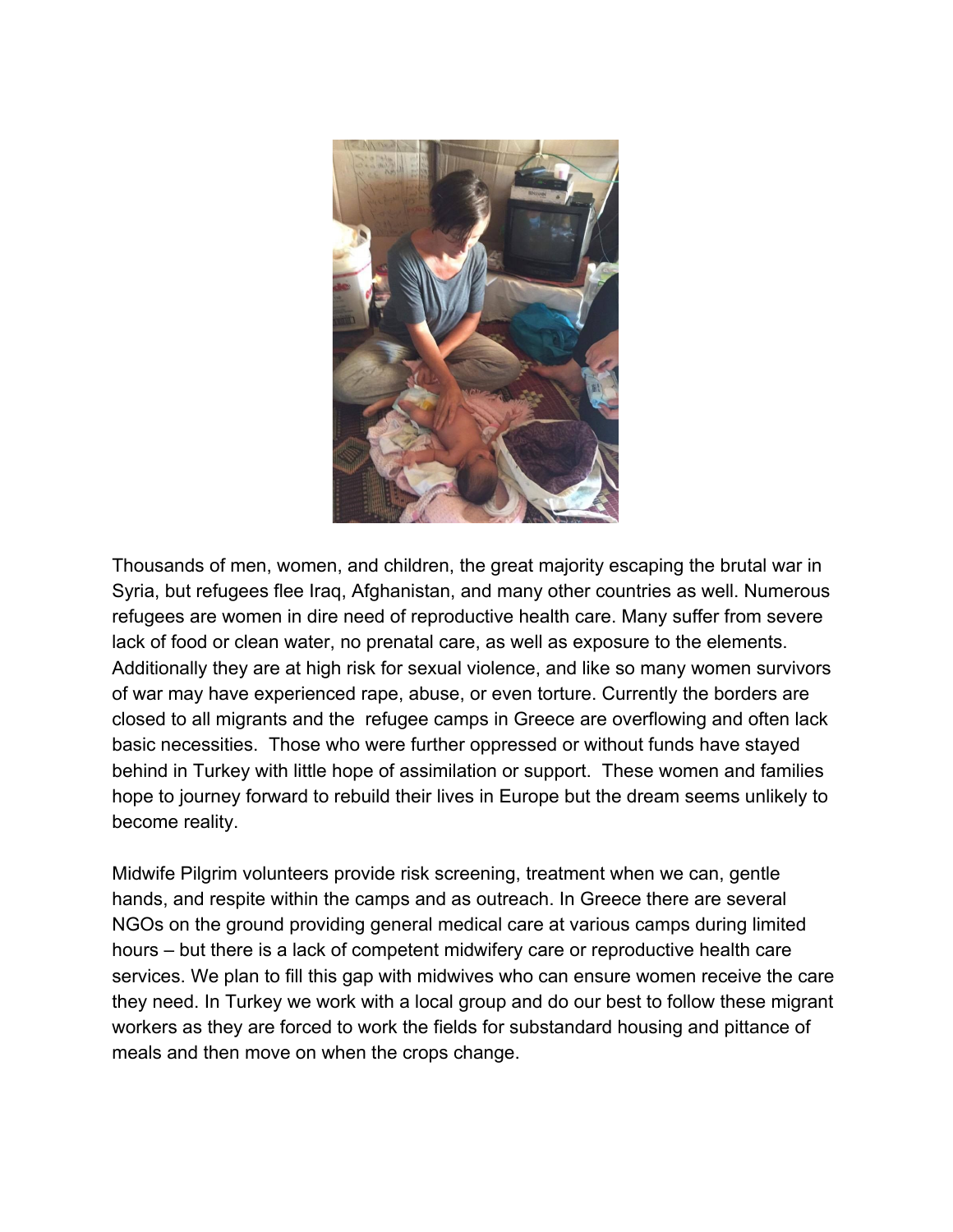Thousands of men, women, and children, the great majority escaping the brutal war in Syria, but refugees flee Iraq, Afghanistan, and many other countries as well. Numerous refugees are women in dire need of reproductive health care. Many suffer from severe lack of food or clean water, no prenatal care, as well as exposure to the elements. Additionally they are at high risk for sexual violence, and like so many women survivors of war may have experienced rape, abuse, or even torture. Currently the borders are closed to all migrants and the refugee camps in Greece are overflowing and often lack basic necessities. Those who were further oppressed or without funds have stayed behind in Turkey with little hope of assimilation or support. These women and families hope to journey forward to rebuild their lives in Europe but the dream seems unlikely to become reality.

Midwife Pilgrim volunteers provide risk screening, treatment when we can, gentle hands, and respite within the camps and as outreach. In Greece there are several NGOs on the ground providing general medical care at various camps during limited hours – but there is a lack of competent midwifery care or reproductive health care services. We plan to fill this gap with midwives who can ensure women receive the care they need. In Turkey we work with a local group and do our best to follow these migrant workers as they are forced to work the fields for substandard housing and pittance of meals and then move on when the crops change.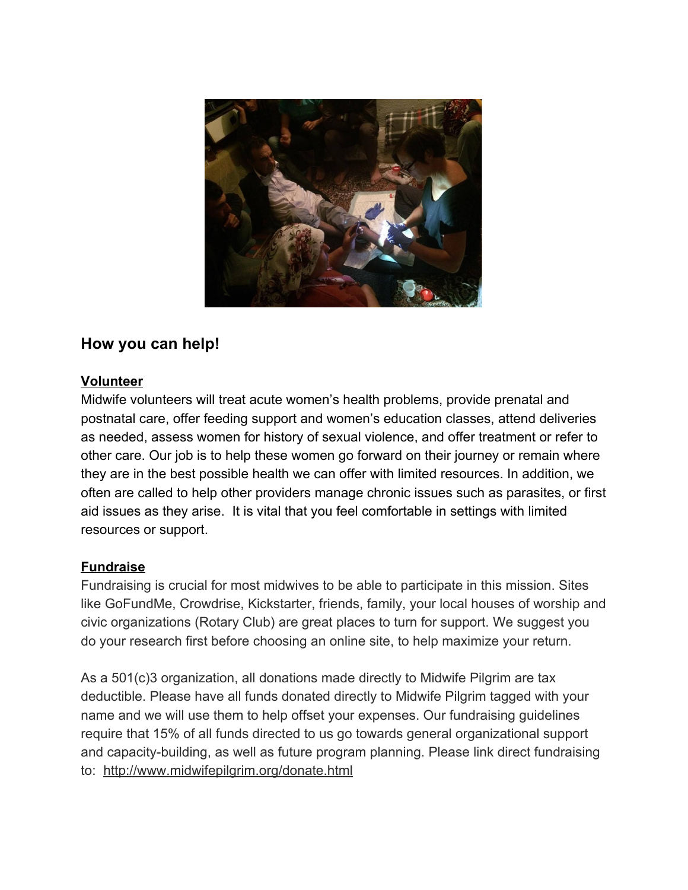## How you can help!

**Volunteer**

Midwife volunteers will treat acute women's health problems, provide prenatal and postnatal care, offer feeding support and women's education classes, attend deliveries as needed, assess women for history of sexual violence, and offer treatment or refer to other care. Our job is to help these women go forward on their journey or remain where they are in the best possible health we can offer with limited resources. In addition, we often are called to help other providers manage chronic issues such as parasites, or first aid issues as they arise. It is vital that you feel comfortable in settings with limited resources or support.

**Fundraise**

Fundraising is crucial for most midwives to be able to participate in this mission. Sites like GoFundMe, Crowdrise, Kickstarter, friends, family, your local houses of worship and civic organizations (Rotary Club) are great places to turn for support. We suggest you do your research first before choosing an online site, to help maximize your return.

As a 501(c)3 organization, all donations made directly to Midwife Pilgrim are tax deductible. Please have all funds donated directly to Midwife Pilgrim tagged with your name and we will use them to help offset your expenses. Our fundraising guidelines require that 15% of all funds directed to us go towards general organizational support and capacity-building, as well as future program planning. Please link direct fundraising to: http://www.midwifepilgrim.org/donate.html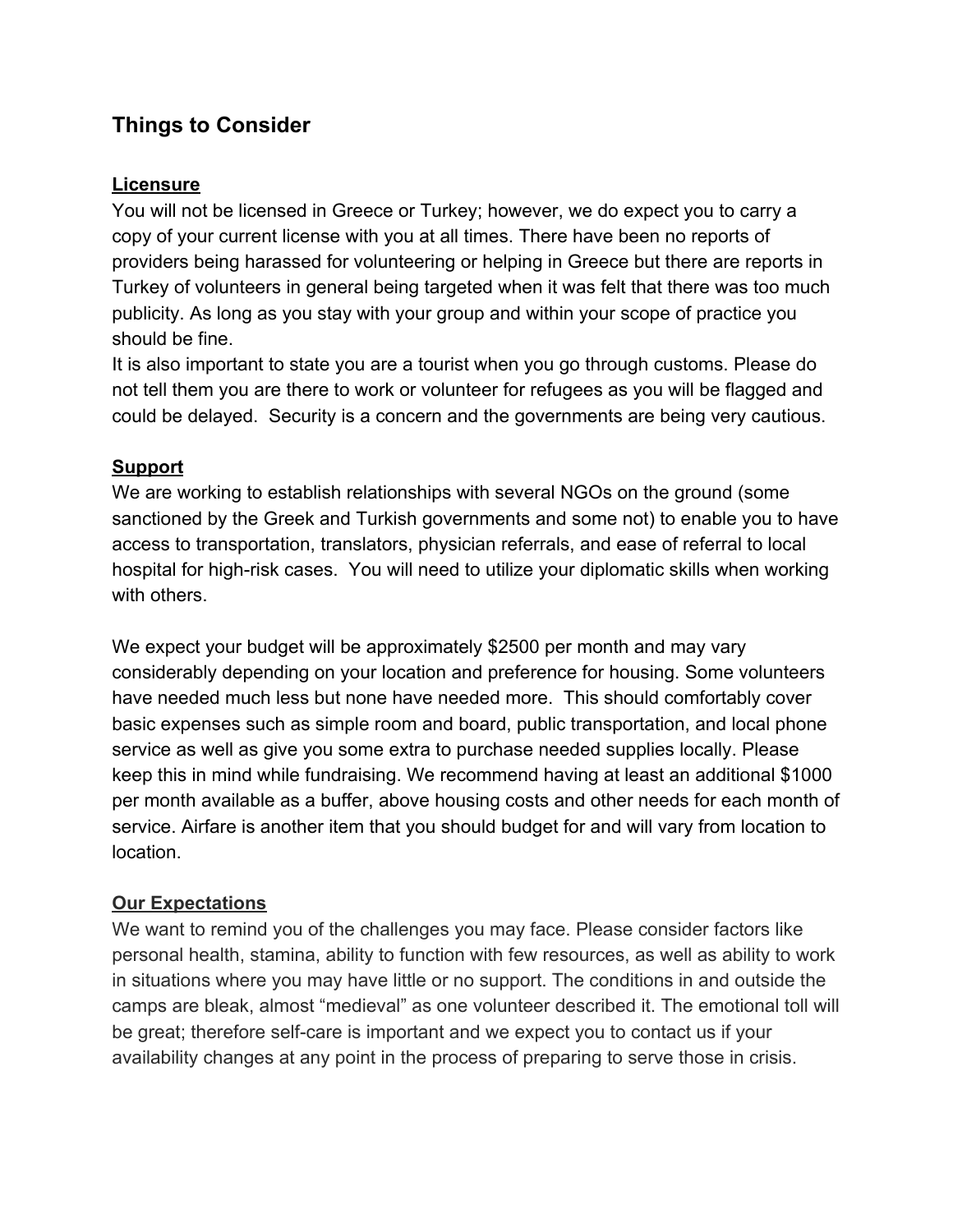## Things to Consider

**Licensure**

You will not be licensed in Greece or Turkey; however, we do expect you to carry a copy of your current license with you at all times. There have been no reports of providers being harassed for volunteering or helping in Greece but there are reports in Turkey of volunteers in general being targeted when it was felt that there was too much publicity. As long as you stay with your group and within your scope of practice you should be fine.

It is also important to state you are a tourist when you go through customs. Please do not tell them you are there to work or volunteer for refugees as you will be flagged and could be delayed. Security is a concern and the governments are being very cautious.

**Support**

We are working to establish relationships with several NGOs on the ground (some sanctioned by the Greek and Turkish governments and some not) to enable you to have access to transportation, translators, physician referrals, and ease of referral to local hospital for high-risk cases. You will need to utilize your diplomatic skills when working with others.

We expect your budget will be approximately $2500 per month and may vary considerably depending on your location and preference for housing. Some volunteers have needed much less but none have needed more. This should comfortably cover basic expenses such as simple room and board, public transportation, and local phone service as well as give you some extra to purchase needed supplies locally. Please keep this in mind while fundraising. We recommend having at least an additional $1000 per month available as a buffer, above housing costs and other needs for each month of service. Airfare is another item that you should budget for and will vary from location to location.

**Our Expectations**

We want to remind you of the challenges you may face. Please consider factors like personal health, stamina, ability to function with few resources, as well as ability to work in situations where you may have little or no support. The conditions in and outside the camps are bleak, almost "medieval" as one volunteer described it. The emotional toll will be great; therefore self-care is important and we expect you to contact us if your availability changes at any point in the process of preparing to serve those in crisis.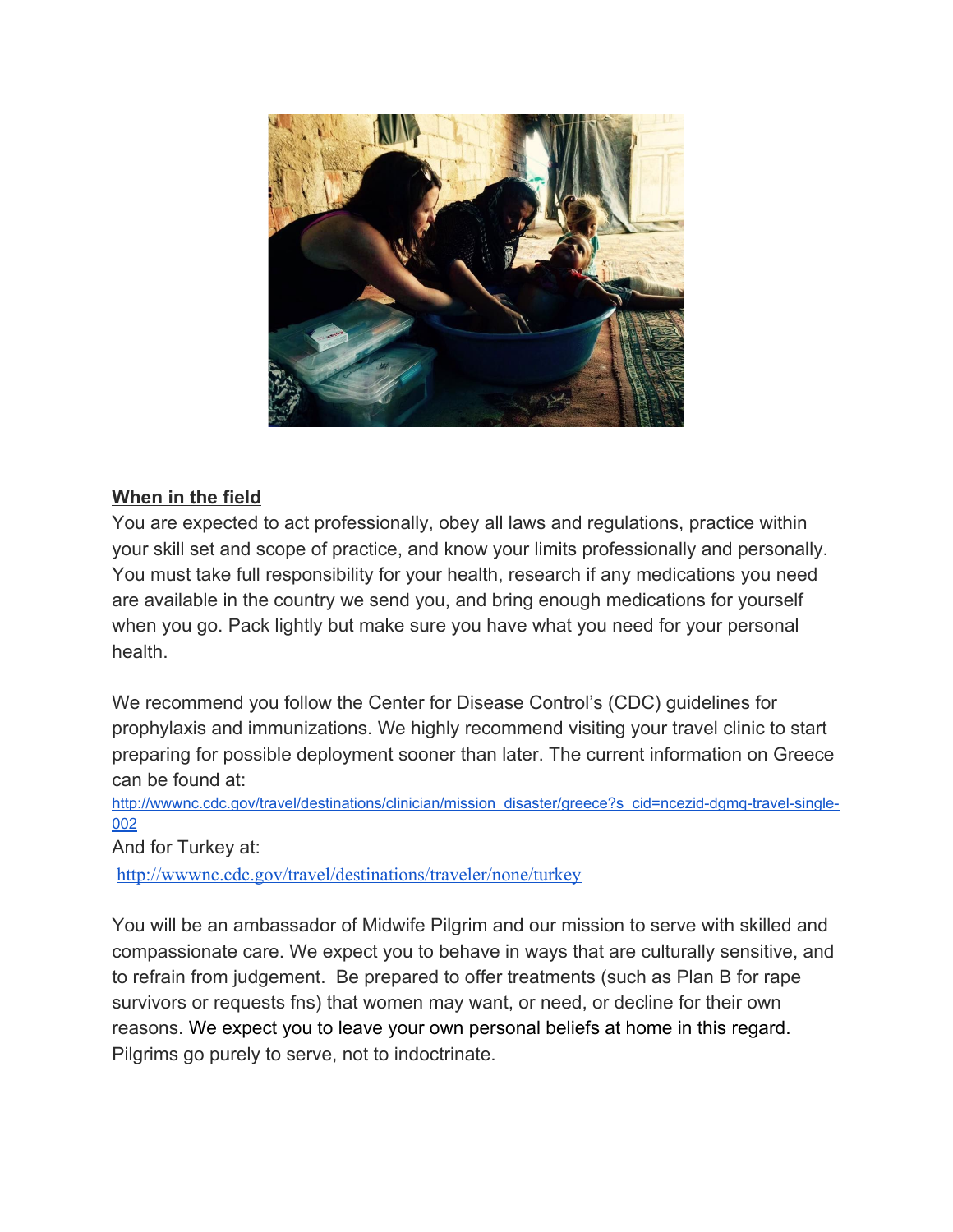**When in the field**

You are expected to act professionally, obey all laws and regulations, practice within your skill set and scope of practice, and know your limits professionally and personally. You must take full responsibility for your health, research if any medications you need are available in the country we send you, and bring enough medications for yourself when you go. Pack lightly but make sure you have what you need for your personal health.

We recommend you follow the Center for Disease Control's (CDC) guidelines for prophylaxis and immunizations. We highly recommend visiting your travel clinic to start preparing for possible deployment sooner than later. The current information on Greece can be found at:

http://wwwnc.cdc.gov/travel/destinations/clinician/mission_disaster/greece?s_cid=ncezid-dgmq-travel-single-002

And for Turkey at:

http://wwwnc.cdc.gov/travel/destinations/traveler/none/turkey

You will be an ambassador of Midwife Pilgrim and our mission to serve with skilled and compassionate care. We expect you to behave in ways that are culturally sensitive, and to refrain from judgement. Be prepared to offer treatments (such as Plan B for rape survivors or requests fns) that women may want, or need, or decline for their own reasons. We expect you to leave your own personal beliefs at home in this regard. Pilgrims go purely to serve, not to indoctrinate.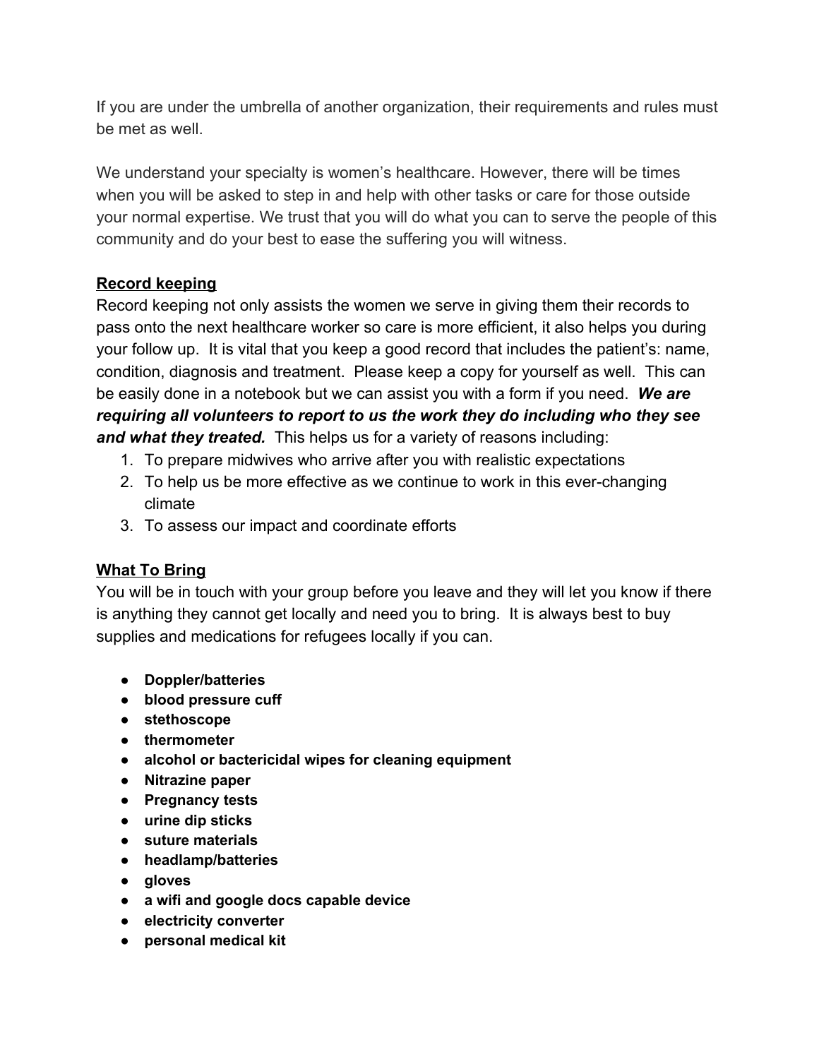If you are under the umbrella of another organization, their requirements and rules must be met as well.

We understand your specialty is women's healthcare. However, there will be times when you will be asked to step in and help with other tasks or care for those outside your normal expertise. We trust that you will do what you can to serve the people of this community and do your best to ease the suffering you will witness.

## Record keeping

Record keeping not only assists the women we serve in giving them their records to pass onto the next healthcare worker so care is more efficient, it also helps you during your follow up. It is vital that you keep a good record that includes the patient's: name, condition, diagnosis and treatment. Please keep a copy for yourself as well. This can be easily done in a notebook but we can assist you with a form if you need. ***We are requiring all volunteers to report to us the work they do including who they see and what they treated.*** This helps us for a variety of reasons including:

1. To prepare midwives who arrive after you with realistic expectations
2. To help us be more effective as we continue to work in this ever-changing climate
3. To assess our impact and coordinate efforts

## What To Bring

You will be in touch with your group before you leave and they will let you know if there is anything they cannot get locally and need you to bring. It is always best to buy supplies and medications for refugees locally if you can.

- **Doppler/batteries**
- **blood pressure cuff**
- **stethoscope**
- **thermometer**
- **alcohol or bactericidal wipes for cleaning equipment**
- **Nitrazine paper**
- **Pregnancy tests**
- **urine dip sticks**
- **suture materials**
- **headlamp/batteries**
- **gloves**
- **a wifi and google docs capable device**
- **electricity converter**
- **personal medical kit**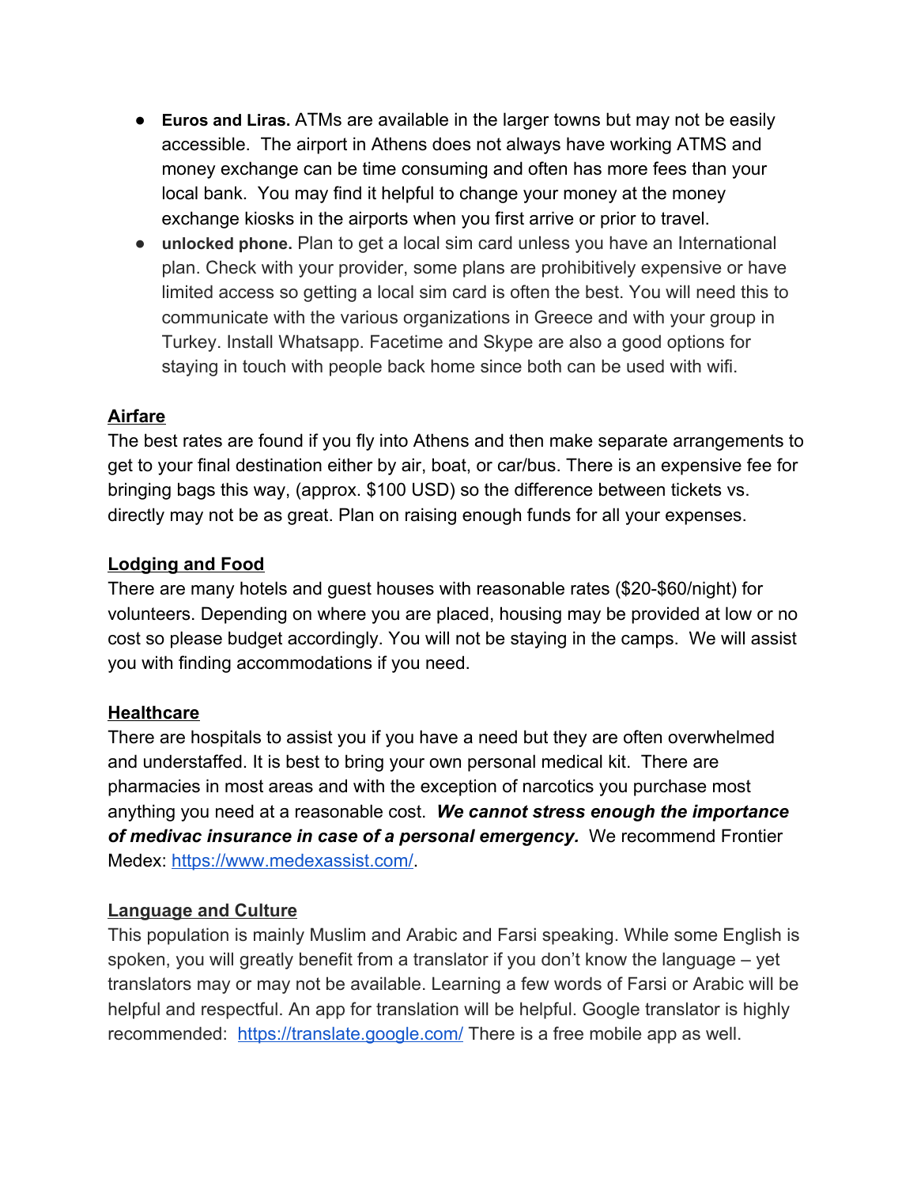- **Euros and Liras.** ATMs are available in the larger towns but may not be easily accessible. The airport in Athens does not always have working ATMS and money exchange can be time consuming and often has more fees than your local bank. You may find it helpful to change your money at the money exchange kiosks in the airports when you first arrive or prior to travel.
- **unlocked phone.** Plan to get a local sim card unless you have an International plan. Check with your provider, some plans are prohibitively expensive or have limited access so getting a local sim card is often the best. You will need this to communicate with the various organizations in Greece and with your group in Turkey. Install Whatsapp. Facetime and Skype are also a good options for staying in touch with people back home since both can be used with wifi.

## Airfare

The best rates are found if you fly into Athens and then make separate arrangements to get to your final destination either by air, boat, or car/bus. There is an expensive fee for bringing bags this way, (approx. $100 USD) so the difference between tickets vs. directly may not be as great. Plan on raising enough funds for all your expenses.

## Lodging and Food

There are many hotels and guest houses with reasonable rates ($20-$60/night) for volunteers. Depending on where you are placed, housing may be provided at low or no cost so please budget accordingly. You will not be staying in the camps. We will assist you with finding accommodations if you need.

## Healthcare

There are hospitals to assist you if you have a need but they are often overwhelmed and understaffed. It is best to bring your own personal medical kit. There are pharmacies in most areas and with the exception of narcotics you purchase most anything you need at a reasonable cost. ***We cannot stress enough the importance of medivac insurance in case of a personal emergency.*** We recommend Frontier Medex: [https://www.medexassist.com/](https://www.medexassist.com/).

## Language and Culture

This population is mainly Muslim and Arabic and Farsi speaking. While some English is spoken, you will greatly benefit from a translator if you don't know the language – yet translators may or may not be available. Learning a few words of Farsi or Arabic will be helpful and respectful. An app for translation will be helpful. Google translator is highly recommended: [https://translate.google.com/](https://translate.google.com/) There is a free mobile app as well.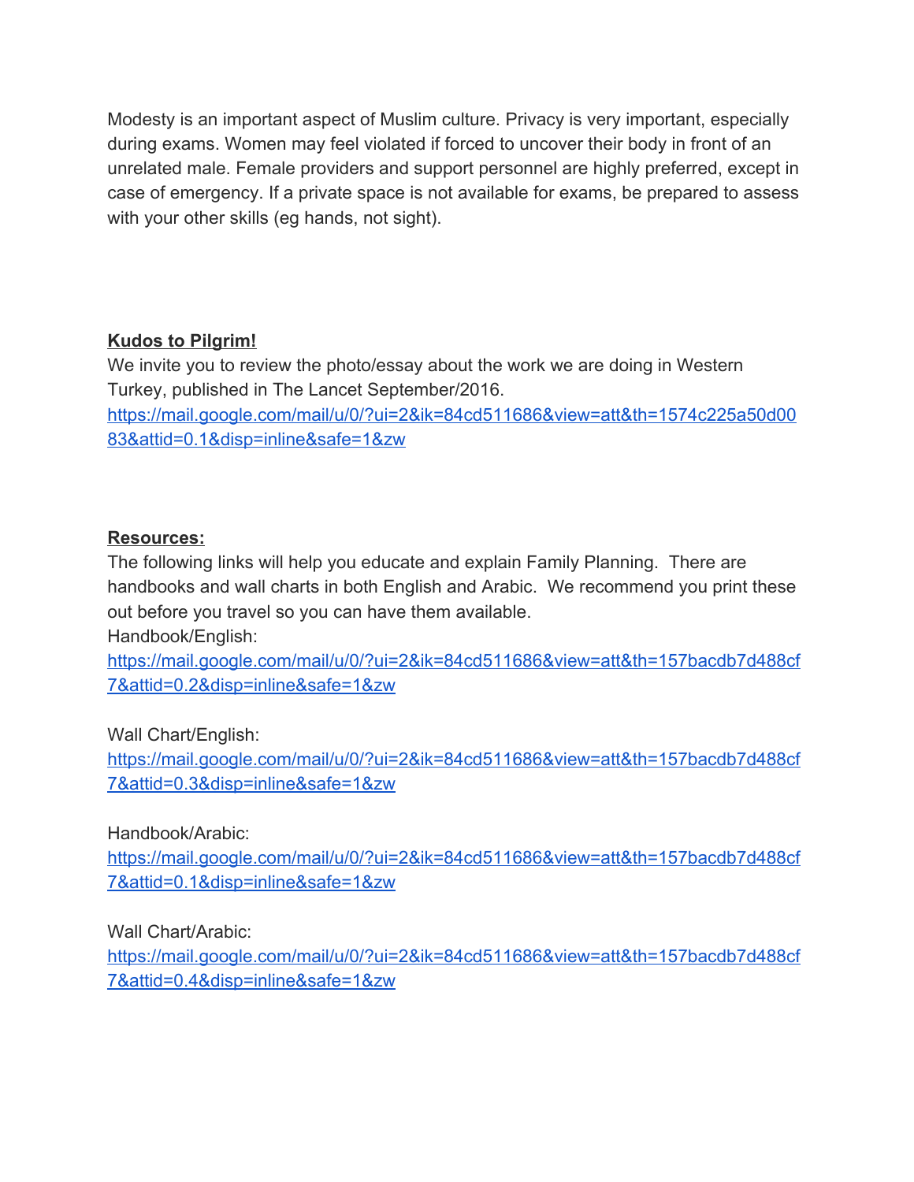Modesty is an important aspect of Muslim culture. Privacy is very important, especially during exams. Women may feel violated if forced to uncover their body in front of an unrelated male. Female providers and support personnel are highly preferred, except in case of emergency. If a private space is not available for exams, be prepared to assess with your other skills (eg hands, not sight).

**Kudos to Pilgrim!**

We invite you to review the photo/essay about the work we are doing in Western Turkey, published in The Lancet September/2016.
https://mail.google.com/mail/u/0/?ui=2&ik=84cd511686&view=att&th=1574c225a50d0083&attid=0.1&disp=inline&safe=1&zw

**Resources:**

The following links will help you educate and explain Family Planning. There are handbooks and wall charts in both English and Arabic. We recommend you print these out before you travel so you can have them available.

Handbook/English:
https://mail.google.com/mail/u/0/?ui=2&ik=84cd511686&view=att&th=157bacdb7d488cf7&attid=0.2&disp=inline&safe=1&zw

Wall Chart/English:
https://mail.google.com/mail/u/0/?ui=2&ik=84cd511686&view=att&th=157bacdb7d488cf7&attid=0.3&disp=inline&safe=1&zw

Handbook/Arabic:
https://mail.google.com/mail/u/0/?ui=2&ik=84cd511686&view=att&th=157bacdb7d488cf7&attid=0.1&disp=inline&safe=1&zw

Wall Chart/Arabic:
https://mail.google.com/mail/u/0/?ui=2&ik=84cd511686&view=att&th=157bacdb7d488cf7&attid=0.4&disp=inline&safe=1&zw